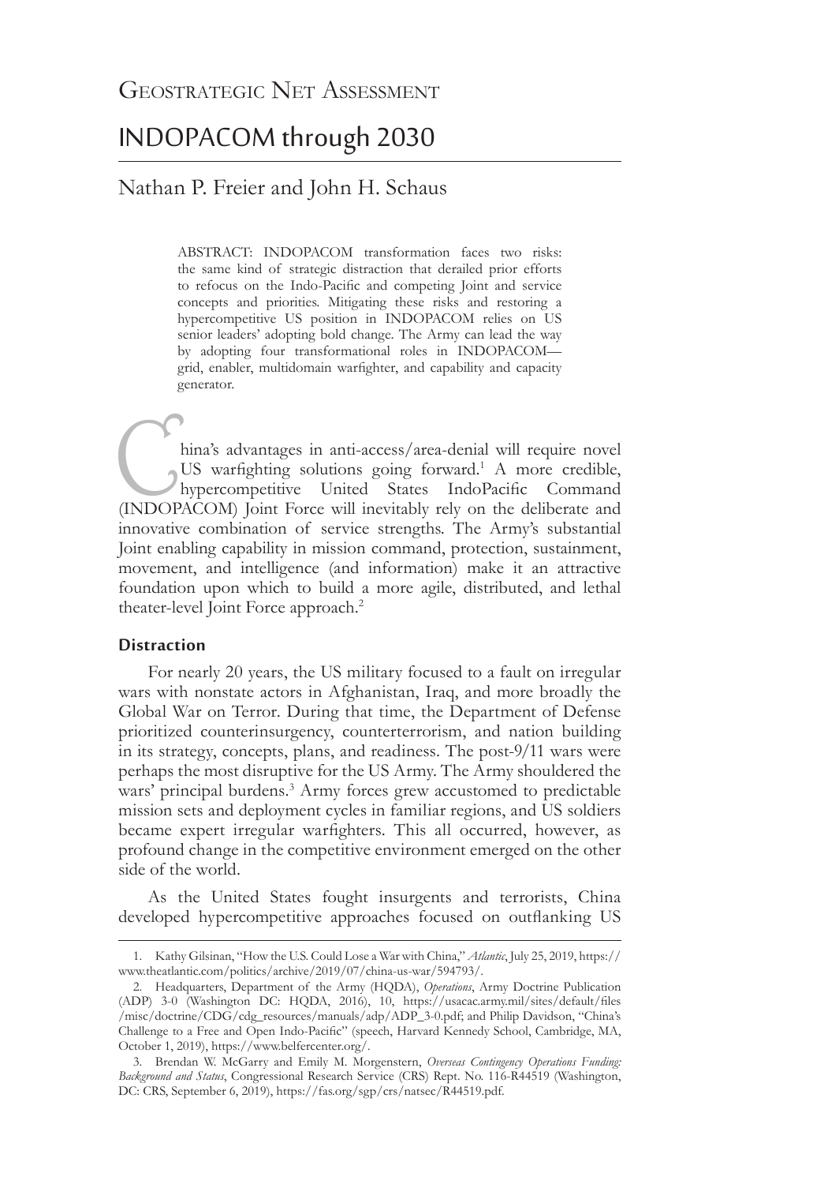Geostrategic Net Assessment

# INDOPACOM through 2030

## Nathan P. Freier and John H. Schaus

ABSTRACT: INDOPACOM transformation faces two risks: the same kind of strategic distraction that derailed prior efforts to refocus on the Indo-Pacific and competing Joint and service concepts and priorities. Mitigating these risks and restoring a hypercompetitive US position in INDOPACOM relies on US senior leaders' adopting bold change. The Army can lead the way by adopting four transformational roles in INDOPACOM—grid, enabler, multidomain warfighter, and capability and capacity generator.

China's advantages in anti-access/area-denial will require novel US warfighting solutions going forward.[1] A more credible, hypercompetitive United States IndoPacific Command (INDOPACOM) Joint Force will inevitably rely on the deliberate and innovative combination of service strengths. The Army's substantial Joint enabling capability in mission command, protection, sustainment, movement, and intelligence (and information) make it an attractive foundation upon which to build a more agile, distributed, and lethal theater-level Joint Force approach.[2]

### Distraction

For nearly 20 years, the US military focused to a fault on irregular wars with nonstate actors in Afghanistan, Iraq, and more broadly the Global War on Terror. During that time, the Department of Defense prioritized counterinsurgency, counterterrorism, and nation building in its strategy, concepts, plans, and readiness. The post-9/11 wars were perhaps the most disruptive for the US Army. The Army shouldered the wars' principal burdens.[3] Army forces grew accustomed to predictable mission sets and deployment cycles in familiar regions, and US soldiers became expert irregular warfighters. This all occurred, however, as profound change in the competitive environment emerged on the other side of the world.

As the United States fought insurgents and terrorists, China developed hypercompetitive approaches focused on outflanking US

---

1. Kathy Gilsinan, "How the U.S. Could Lose a War with China," *Atlantic*, July 25, 2019, https://www.theatlantic.com/politics/archive/2019/07/china-us-war/594793/.

2. Headquarters, Department of the Army (HQDA), *Operations*, Army Doctrine Publication (ADP) 3-0 (Washington DC: HQDA, 2016), 10, https://usacac.army.mil/sites/default/files/misc/doctrine/CDG/cdg_resources/manuals/adp/ADP_3-0.pdf; and Philip Davidson, "China's Challenge to a Free and Open Indo-Pacific" (speech, Harvard Kennedy School, Cambridge, MA, October 1, 2019), https://www.belfercenter.org/.

3. Brendan W. McGarry and Emily M. Morgenstern, *Overseas Contingency Operations Funding: Background and Status*, Congressional Research Service (CRS) Rept. No. 116-R44519 (Washington, DC: CRS, September 6, 2019), https://fas.org/sgp/crs/natsec/R44519.pdf.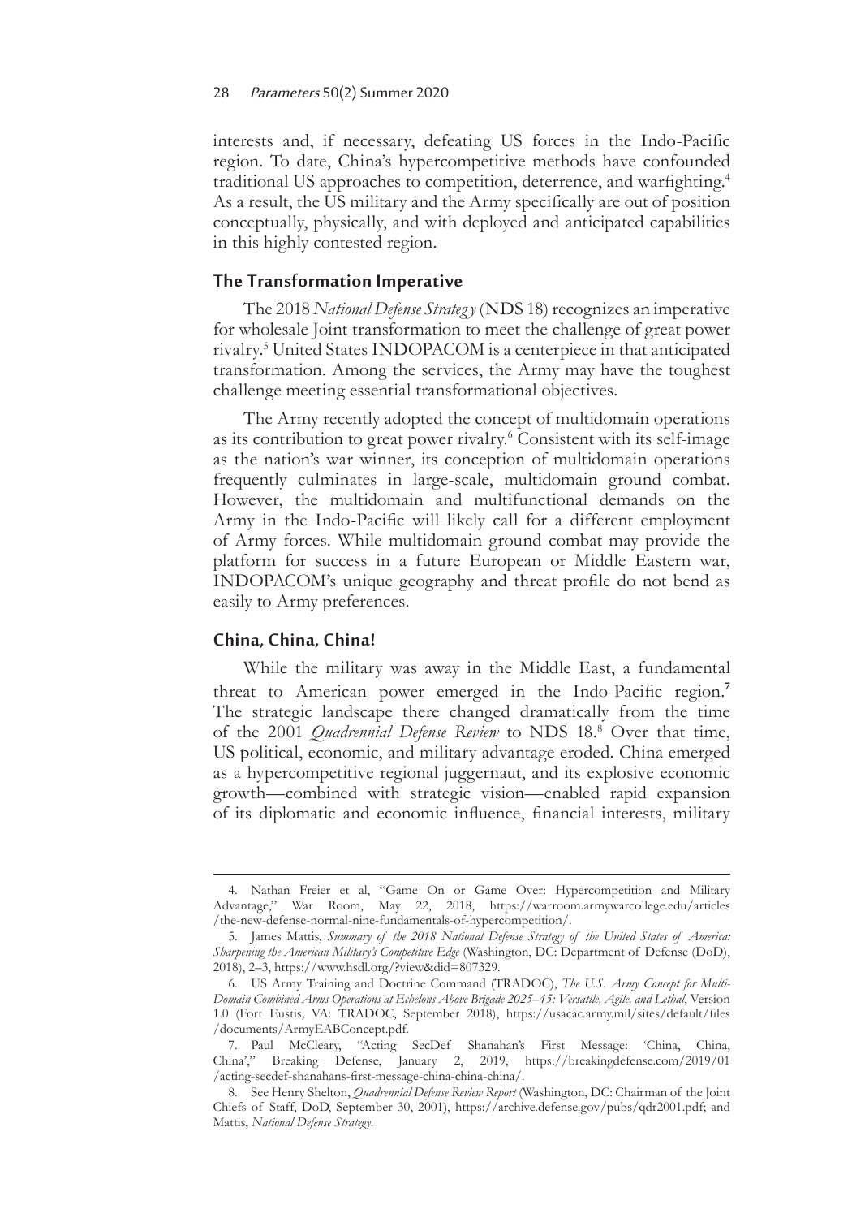interests and, if necessary, defeating US forces in the Indo-Pacific region. To date, China's hypercompetitive methods have confounded traditional US approaches to competition, deterrence, and warfighting.[4] As a result, the US military and the Army specifically are out of position conceptually, physically, and with deployed and anticipated capabilities in this highly contested region.

## The Transformation Imperative

The 2018 *National Defense Strategy* (NDS 18) recognizes an imperative for wholesale Joint transformation to meet the challenge of great power rivalry.[5] United States INDOPACOM is a centerpiece in that anticipated transformation. Among the services, the Army may have the toughest challenge meeting essential transformational objectives.

The Army recently adopted the concept of multidomain operations as its contribution to great power rivalry.[6] Consistent with its self-image as the nation's war winner, its conception of multidomain operations frequently culminates in large-scale, multidomain ground combat. However, the multidomain and multifunctional demands on the Army in the Indo-Pacific will likely call for a different employment of Army forces. While multidomain ground combat may provide the platform for success in a future European or Middle Eastern war, INDOPACOM's unique geography and threat profile do not bend as easily to Army preferences.

## China, China, China!

While the military was away in the Middle East, a fundamental threat to American power emerged in the Indo-Pacific region.[7] The strategic landscape there changed dramatically from the time of the 2001 *Quadrennial Defense Review* to NDS 18.[8] Over that time, US political, economic, and military advantage eroded. China emerged as a hypercompetitive regional juggernaut, and its explosive economic growth—combined with strategic vision—enabled rapid expansion of its diplomatic and economic influence, financial interests, military

---

4. Nathan Freier et al, "Game On or Game Over: Hypercompetition and Military Advantage," War Room, May 22, 2018, https://warroom.armywarcollege.edu/articles/the-new-defense-normal-nine-fundamentals-of-hypercompetition/.

5. James Mattis, *Summary of the 2018 National Defense Strategy of the United States of America: Sharpening the American Military's Competitive Edge* (Washington, DC: Department of Defense (DoD), 2018), 2–3, https://www.hsdl.org/?view&did=807329.

6. US Army Training and Doctrine Command (TRADOC), *The U.S. Army Concept for Multi-Domain Combined Arms Operations at Echelons Above Brigade 2025–45: Versatile, Agile, and Lethal*, Version 1.0 (Fort Eustis, VA: TRADOC, September 2018), https://usacac.army.mil/sites/default/files/documents/ArmyEABConcept.pdf.

7. Paul McCleary, "Acting SecDef Shanahan's First Message: 'China, China, China'," Breaking Defense, January 2, 2019, https://breakingdefense.com/2019/01/acting-secdef-shanahans-first-message-china-china-china/.

8. See Henry Shelton, *Quadrennial Defense Review Report* (Washington, DC: Chairman of the Joint Chiefs of Staff, DoD, September 30, 2001), https://archive.defense.gov/pubs/qdr2001.pdf; and Mattis, *National Defense Strategy*.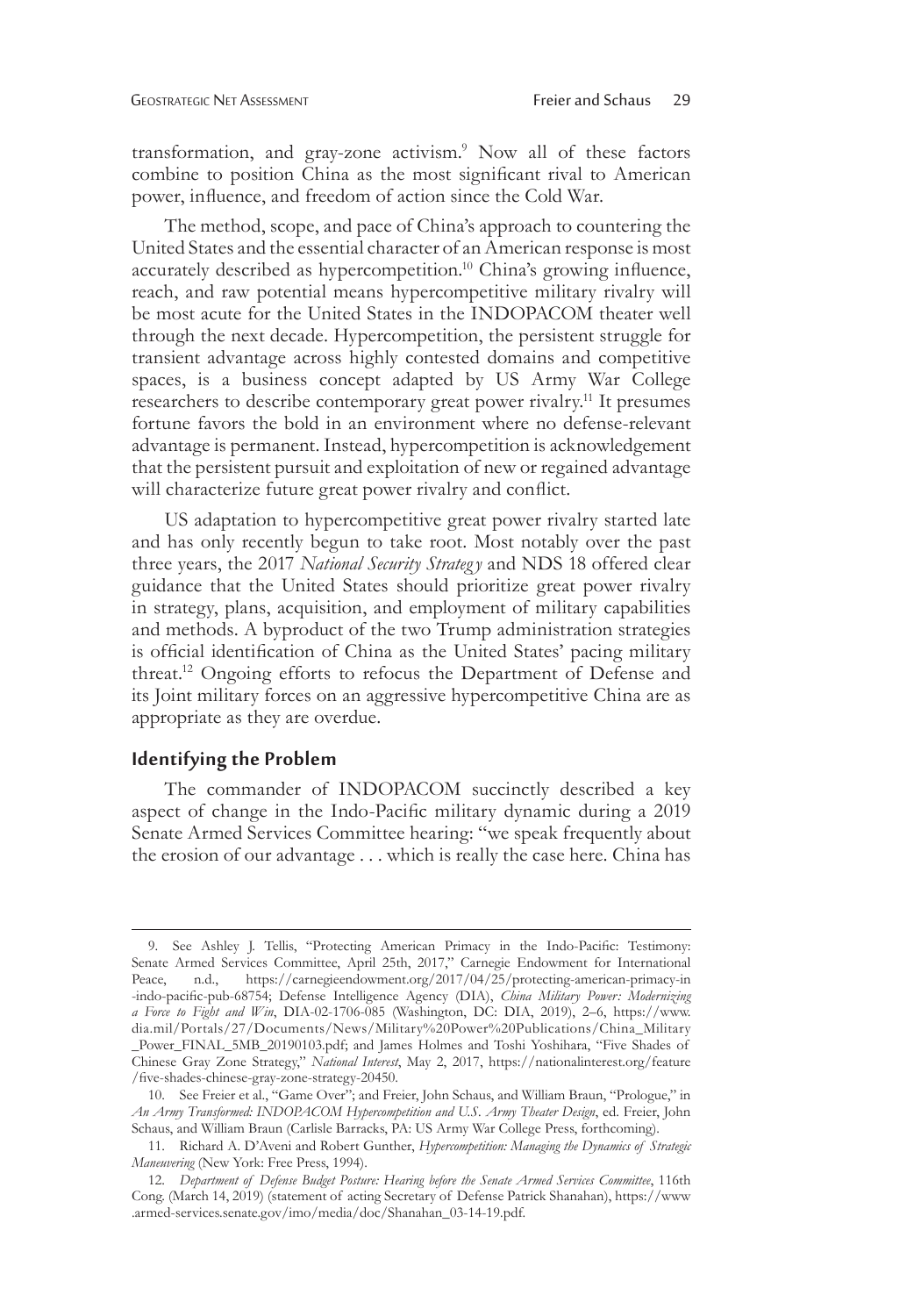transformation, and gray-zone activism.[9] Now all of these factors combine to position China as the most significant rival to American power, influence, and freedom of action since the Cold War.

The method, scope, and pace of China's approach to countering the United States and the essential character of an American response is most accurately described as hypercompetition.[10] China's growing influence, reach, and raw potential means hypercompetitive military rivalry will be most acute for the United States in the INDOPACOM theater well through the next decade. Hypercompetition, the persistent struggle for transient advantage across highly contested domains and competitive spaces, is a business concept adapted by US Army War College researchers to describe contemporary great power rivalry.[11] It presumes fortune favors the bold in an environment where no defense-relevant advantage is permanent. Instead, hypercompetition is acknowledgement that the persistent pursuit and exploitation of new or regained advantage will characterize future great power rivalry and conflict.

US adaptation to hypercompetitive great power rivalry started late and has only recently begun to take root. Most notably over the past three years, the 2017 *National Security Strategy* and NDS 18 offered clear guidance that the United States should prioritize great power rivalry in strategy, plans, acquisition, and employment of military capabilities and methods. A byproduct of the two Trump administration strategies is official identification of China as the United States' pacing military threat.[12] Ongoing efforts to refocus the Department of Defense and its Joint military forces on an aggressive hypercompetitive China are as appropriate as they are overdue.

## Identifying the Problem

The commander of INDOPACOM succinctly described a key aspect of change in the Indo-Pacific military dynamic during a 2019 Senate Armed Services Committee hearing: "we speak frequently about the erosion of our advantage . . . which is really the case here. China has

---

9. See Ashley J. Tellis, "Protecting American Primacy in the Indo-Pacific: Testimony: Senate Armed Services Committee, April 25th, 2017," Carnegie Endowment for International Peace, n.d., https://carnegieendowment.org/2017/04/25/protecting-american-primacy-in-indo-pacific-pub-68754; Defense Intelligence Agency (DIA), *China Military Power: Modernizing a Force to Fight and Win*, DIA-02-1706-085 (Washington, DC: DIA, 2019), 2–6, https://www.dia.mil/Portals/27/Documents/News/Military%20Power%20Publications/China_Military_Power_FINAL_5MB_20190103.pdf; and James Holmes and Toshi Yoshihara, "Five Shades of Chinese Gray Zone Strategy," *National Interest*, May 2, 2017, https://nationalinterest.org/feature/five-shades-chinese-gray-zone-strategy-20450.

10. See Freier et al., "Game Over"; and Freier, John Schaus, and William Braun, "Prologue," in *An Army Transformed: INDOPACOM Hypercompetition and U.S. Army Theater Design*, ed. Freier, John Schaus, and William Braun (Carlisle Barracks, PA: US Army War College Press, forthcoming).

11. Richard A. D'Aveni and Robert Gunther, *Hypercompetition: Managing the Dynamics of Strategic Maneuvering* (New York: Free Press, 1994).

12. *Department of Defense Budget Posture: Hearing before the Senate Armed Services Committee*, 116th Cong. (March 14, 2019) (statement of acting Secretary of Defense Patrick Shanahan), https://www.armed-services.senate.gov/imo/media/doc/Shanahan_03-14-19.pdf.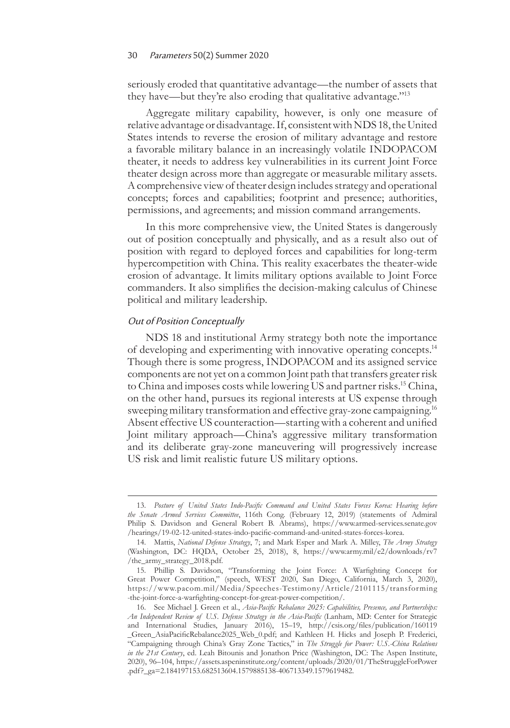seriously eroded that quantitative advantage—the number of assets that they have—but they're also eroding that qualitative advantage."[13]

Aggregate military capability, however, is only one measure of relative advantage or disadvantage. If, consistent with NDS 18, the United States intends to reverse the erosion of military advantage and restore a favorable military balance in an increasingly volatile INDOPACOM theater, it needs to address key vulnerabilities in its current Joint Force theater design across more than aggregate or measurable military assets. A comprehensive view of theater design includes strategy and operational concepts; forces and capabilities; footprint and presence; authorities, permissions, and agreements; and mission command arrangements.

In this more comprehensive view, the United States is dangerously out of position conceptually and physically, and as a result also out of position with regard to deployed forces and capabilities for long-term hypercompetition with China. This reality exacerbates the theater-wide erosion of advantage. It limits military options available to Joint Force commanders. It also simplifies the decision-making calculus of Chinese political and military leadership.

### *Out of Position Conceptually*

NDS 18 and institutional Army strategy both note the importance of developing and experimenting with innovative operating concepts.[14] Though there is some progress, INDOPACOM and its assigned service components are not yet on a common Joint path that transfers greater risk to China and imposes costs while lowering US and partner risks.[15] China, on the other hand, pursues its regional interests at US expense through sweeping military transformation and effective gray-zone campaigning.[16] Absent effective US counteraction—starting with a coherent and unified Joint military approach—China's aggressive military transformation and its deliberate gray-zone maneuvering will progressively increase US risk and limit realistic future US military options.

---

13. *Posture of United States Indo-Pacific Command and United States Forces Korea: Hearing before the Senate Armed Services Committee*, 116th Cong. (February 12, 2019) (statements of Admiral Philip S. Davidson and General Robert B. Abrams), https://www.armed-services.senate.gov/hearings/19-02-12-united-states-indo-pacific-command-and-united-states-forces-korea.

14. Mattis, *National Defense Strategy*, 7; and Mark Esper and Mark A. Milley, *The Army Strategy* (Washington, DC: HQDA, October 25, 2018), 8, https://www.army.mil/e2/downloads/rv7/the_army_strategy_2018.pdf.

15. Phillip S. Davidson, "Transforming the Joint Force: A Warfighting Concept for Great Power Competition," (speech, WEST 2020, San Diego, California, March 3, 2020), https://www.pacom.mil/Media/Speeches-Testimony/Article/2101115/transforming-the-joint-force-a-warfighting-concept-for-great-power-competition/.

16. See Michael J. Green et al., *Asia-Pacific Rebalance 2025: Capabilities, Presence, and Partnerships: An Independent Review of U.S. Defense Strategy in the Asia-Pacific* (Lanham, MD: Center for Strategic and International Studies, January 2016), 15–19, http://csis.org/files/publication/160119_Green_AsiaPacificRebalance2025_Web_0.pdf; and Kathleen H. Hicks and Joseph P. Frederici, "Campaigning through China's Gray Zone Tactics," in *The Struggle for Power: U.S.-China Relations in the 21st Century*, ed. Leah Bitounis and Jonathon Price (Washington, DC: The Aspen Institute, 2020), 96–104, https://assets.aspeninstitute.org/content/uploads/2020/01/TheStruggleForPower.pdf?_ga=2.184197153.682513604.1579885138-406713349.1579619482.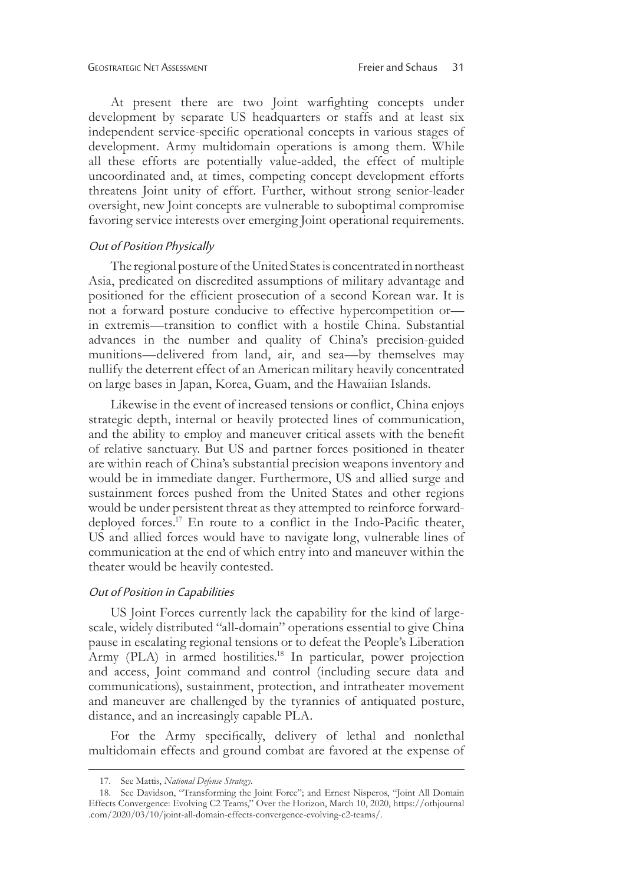At present there are two Joint warfighting concepts under development by separate US headquarters or staffs and at least six independent service-specific operational concepts in various stages of development. Army multidomain operations is among them. While all these efforts are potentially value-added, the effect of multiple uncoordinated and, at times, competing concept development efforts threatens Joint unity of effort. Further, without strong senior-leader oversight, new Joint concepts are vulnerable to suboptimal compromise favoring service interests over emerging Joint operational requirements.

### *Out of Position Physically*

The regional posture of the United States is concentrated in northeast Asia, predicated on discredited assumptions of military advantage and positioned for the efficient prosecution of a second Korean war. It is not a forward posture conducive to effective hypercompetition or—in extremis—transition to conflict with a hostile China. Substantial advances in the number and quality of China's precision-guided munitions—delivered from land, air, and sea—by themselves may nullify the deterrent effect of an American military heavily concentrated on large bases in Japan, Korea, Guam, and the Hawaiian Islands.

Likewise in the event of increased tensions or conflict, China enjoys strategic depth, internal or heavily protected lines of communication, and the ability to employ and maneuver critical assets with the benefit of relative sanctuary. But US and partner forces positioned in theater are within reach of China's substantial precision weapons inventory and would be in immediate danger. Furthermore, US and allied surge and sustainment forces pushed from the United States and other regions would be under persistent threat as they attempted to reinforce forward-deployed forces.[17] En route to a conflict in the Indo-Pacific theater, US and allied forces would have to navigate long, vulnerable lines of communication at the end of which entry into and maneuver within the theater would be heavily contested.

### *Out of Position in Capabilities*

US Joint Forces currently lack the capability for the kind of large-scale, widely distributed "all-domain" operations essential to give China pause in escalating regional tensions or to defeat the People's Liberation Army (PLA) in armed hostilities.[18] In particular, power projection and access, Joint command and control (including secure data and communications), sustainment, protection, and intratheater movement and maneuver are challenged by the tyrannies of antiquated posture, distance, and an increasingly capable PLA.

For the Army specifically, delivery of lethal and nonlethal multidomain effects and ground combat are favored at the expense of

---

17. See Mattis, *National Defense Strategy*.

18. See Davidson, "Transforming the Joint Force"; and Ernest Nisperos, "Joint All Domain Effects Convergence: Evolving C2 Teams," Over the Horizon, March 10, 2020, https://othjournal.com/2020/03/10/joint-all-domain-effects-convergence-evolving-c2-teams/.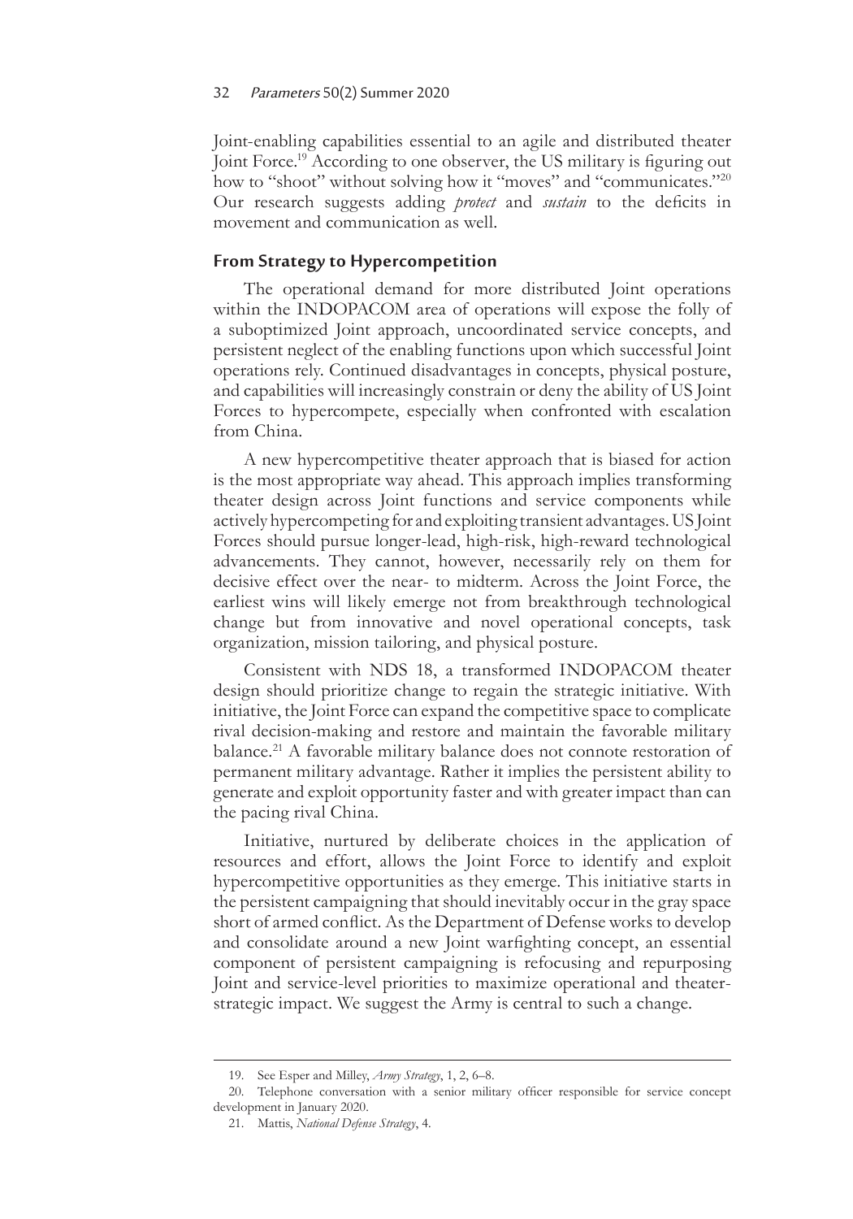Joint-enabling capabilities essential to an agile and distributed theater Joint Force.[19] According to one observer, the US military is figuring out how to "shoot" without solving how it "moves" and "communicates."[20] Our research suggests adding *protect* and *sustain* to the deficits in movement and communication as well.

## From Strategy to Hypercompetition

The operational demand for more distributed Joint operations within the INDOPACOM area of operations will expose the folly of a suboptimized Joint approach, uncoordinated service concepts, and persistent neglect of the enabling functions upon which successful Joint operations rely. Continued disadvantages in concepts, physical posture, and capabilities will increasingly constrain or deny the ability of US Joint Forces to hypercompete, especially when confronted with escalation from China.

A new hypercompetitive theater approach that is biased for action is the most appropriate way ahead. This approach implies transforming theater design across Joint functions and service components while actively hypercompeting for and exploiting transient advantages. US Joint Forces should pursue longer-lead, high-risk, high-reward technological advancements. They cannot, however, necessarily rely on them for decisive effect over the near- to midterm. Across the Joint Force, the earliest wins will likely emerge not from breakthrough technological change but from innovative and novel operational concepts, task organization, mission tailoring, and physical posture.

Consistent with NDS 18, a transformed INDOPACOM theater design should prioritize change to regain the strategic initiative. With initiative, the Joint Force can expand the competitive space to complicate rival decision-making and restore and maintain the favorable military balance.[21] A favorable military balance does not connote restoration of permanent military advantage. Rather it implies the persistent ability to generate and exploit opportunity faster and with greater impact than can the pacing rival China.

Initiative, nurtured by deliberate choices in the application of resources and effort, allows the Joint Force to identify and exploit hypercompetitive opportunities as they emerge. This initiative starts in the persistent campaigning that should inevitably occur in the gray space short of armed conflict. As the Department of Defense works to develop and consolidate around a new Joint warfighting concept, an essential component of persistent campaigning is refocusing and repurposing Joint and service-level priorities to maximize operational and theater-strategic impact. We suggest the Army is central to such a change.

---

19. See Esper and Milley, *Army Strategy*, 1, 2, 6–8.

20. Telephone conversation with a senior military officer responsible for service concept development in January 2020.

21. Mattis, *National Defense Strategy*, 4.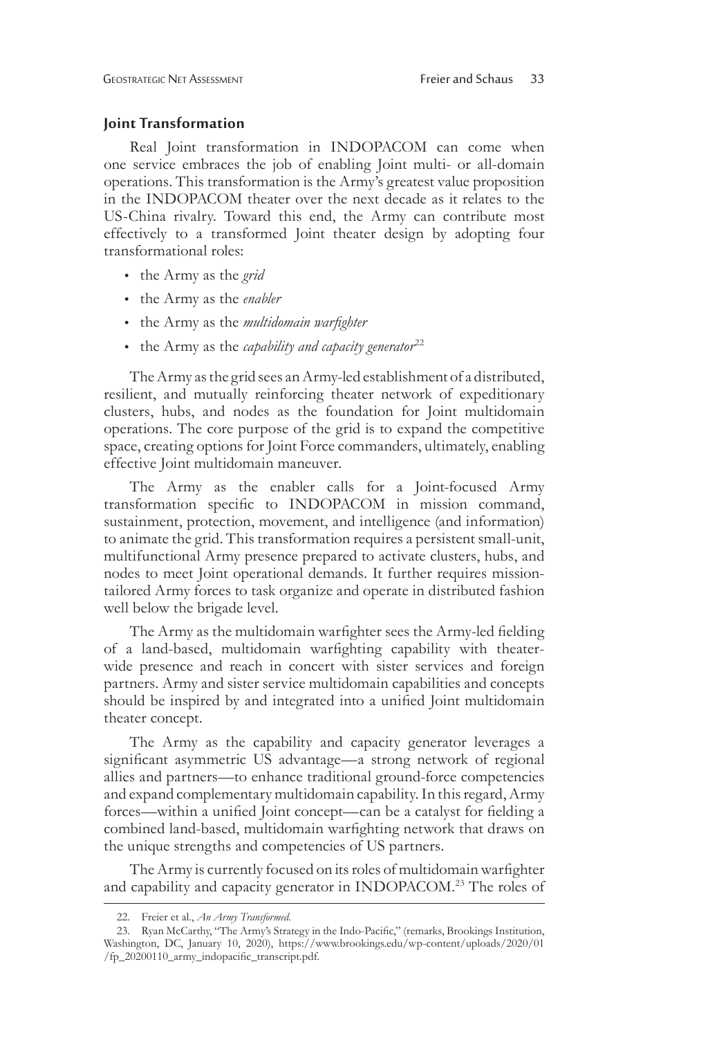## Joint Transformation

Real Joint transformation in INDOPACOM can come when one service embraces the job of enabling Joint multi- or all-domain operations. This transformation is the Army's greatest value proposition in the INDOPACOM theater over the next decade as it relates to the US-China rivalry. Toward this end, the Army can contribute most effectively to a transformed Joint theater design by adopting four transformational roles:

- the Army as the *grid*
- the Army as the *enabler*
- the Army as the *multidomain warfighter*
- the Army as the *capability and capacity generator*[22]

The Army as the grid sees an Army-led establishment of a distributed, resilient, and mutually reinforcing theater network of expeditionary clusters, hubs, and nodes as the foundation for Joint multidomain operations. The core purpose of the grid is to expand the competitive space, creating options for Joint Force commanders, ultimately, enabling effective Joint multidomain maneuver.

The Army as the enabler calls for a Joint-focused Army transformation specific to INDOPACOM in mission command, sustainment, protection, movement, and intelligence (and information) to animate the grid. This transformation requires a persistent small-unit, multifunctional Army presence prepared to activate clusters, hubs, and nodes to meet Joint operational demands. It further requires mission-tailored Army forces to task organize and operate in distributed fashion well below the brigade level.

The Army as the multidomain warfighter sees the Army-led fielding of a land-based, multidomain warfighting capability with theater-wide presence and reach in concert with sister services and foreign partners. Army and sister service multidomain capabilities and concepts should be inspired by and integrated into a unified Joint multidomain theater concept.

The Army as the capability and capacity generator leverages a significant asymmetric US advantage—a strong network of regional allies and partners—to enhance traditional ground-force competencies and expand complementary multidomain capability. In this regard, Army forces—within a unified Joint concept—can be a catalyst for fielding a combined land-based, multidomain warfighting network that draws on the unique strengths and competencies of US partners.

The Army is currently focused on its roles of multidomain warfighter and capability and capacity generator in INDOPACOM.[23] The roles of

---

22. Freier et al., *An Army Transformed*.

23. Ryan McCarthy, "The Army's Strategy in the Indo-Pacific," (remarks, Brookings Institution, Washington, DC, January 10, 2020), https://www.brookings.edu/wp-content/uploads/2020/01/fp_20200110_army_indopacific_transcript.pdf.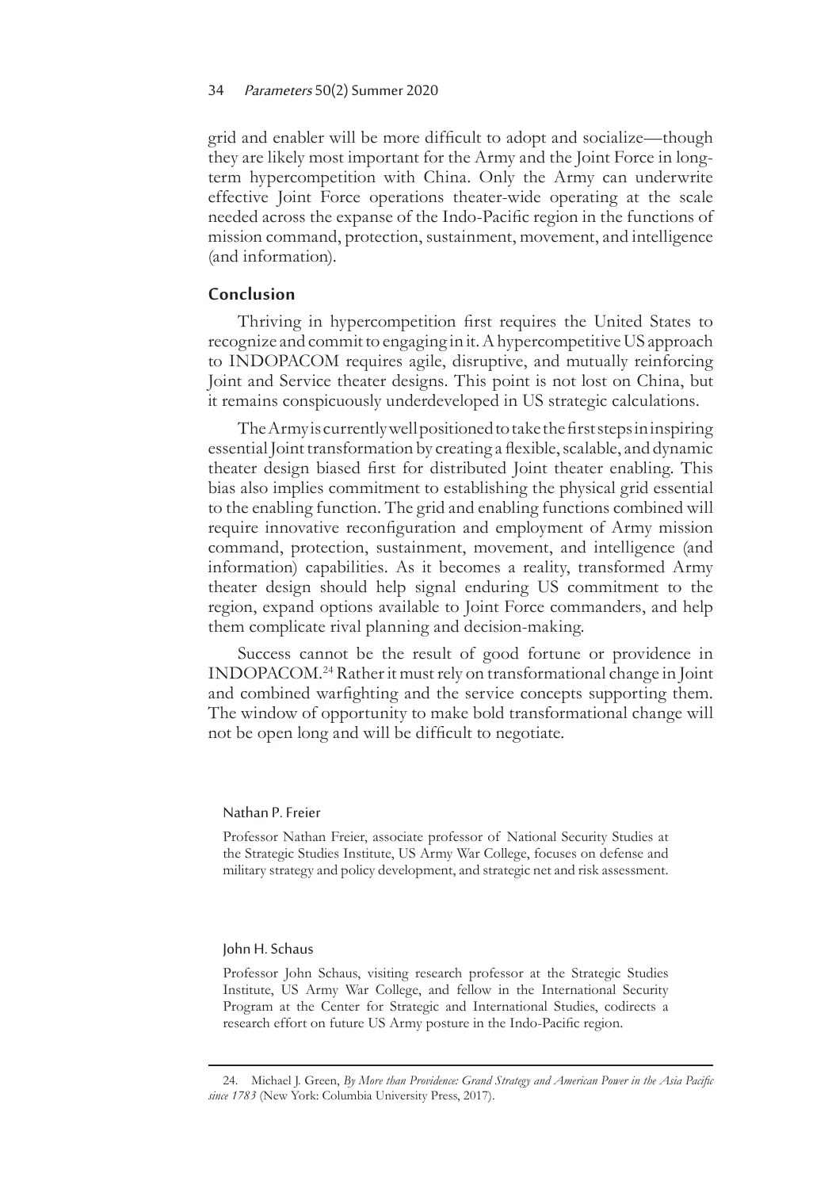grid and enabler will be more difficult to adopt and socialize—though they are likely most important for the Army and the Joint Force in long-term hypercompetition with China. Only the Army can underwrite effective Joint Force operations theater-wide operating at the scale needed across the expanse of the Indo-Pacific region in the functions of mission command, protection, sustainment, movement, and intelligence (and information).

## Conclusion

Thriving in hypercompetition first requires the United States to recognize and commit to engaging in it. A hypercompetitive US approach to INDOPACOM requires agile, disruptive, and mutually reinforcing Joint and Service theater designs. This point is not lost on China, but it remains conspicuously underdeveloped in US strategic calculations.

The Army is currently well positioned to take the first steps in inspiring essential Joint transformation by creating a flexible, scalable, and dynamic theater design biased first for distributed Joint theater enabling. This bias also implies commitment to establishing the physical grid essential to the enabling function. The grid and enabling functions combined will require innovative reconfiguration and employment of Army mission command, protection, sustainment, movement, and intelligence (and information) capabilities. As it becomes a reality, transformed Army theater design should help signal enduring US commitment to the region, expand options available to Joint Force commanders, and help them complicate rival planning and decision-making.

Success cannot be the result of good fortune or providence in INDOPACOM.[24] Rather it must rely on transformational change in Joint and combined warfighting and the service concepts supporting them. The window of opportunity to make bold transformational change will not be open long and will be difficult to negotiate.

Nathan P. Freier

Professor Nathan Freier, associate professor of National Security Studies at the Strategic Studies Institute, US Army War College, focuses on defense and military strategy and policy development, and strategic net and risk assessment.

John H. Schaus

Professor John Schaus, visiting research professor at the Strategic Studies Institute, US Army War College, and fellow in the International Security Program at the Center for Strategic and International Studies, codirects a research effort on future US Army posture in the Indo-Pacific region.

---

24. Michael J. Green, *By More than Providence: Grand Strategy and American Power in the Asia Pacific since 1783* (New York: Columbia University Press, 2017).